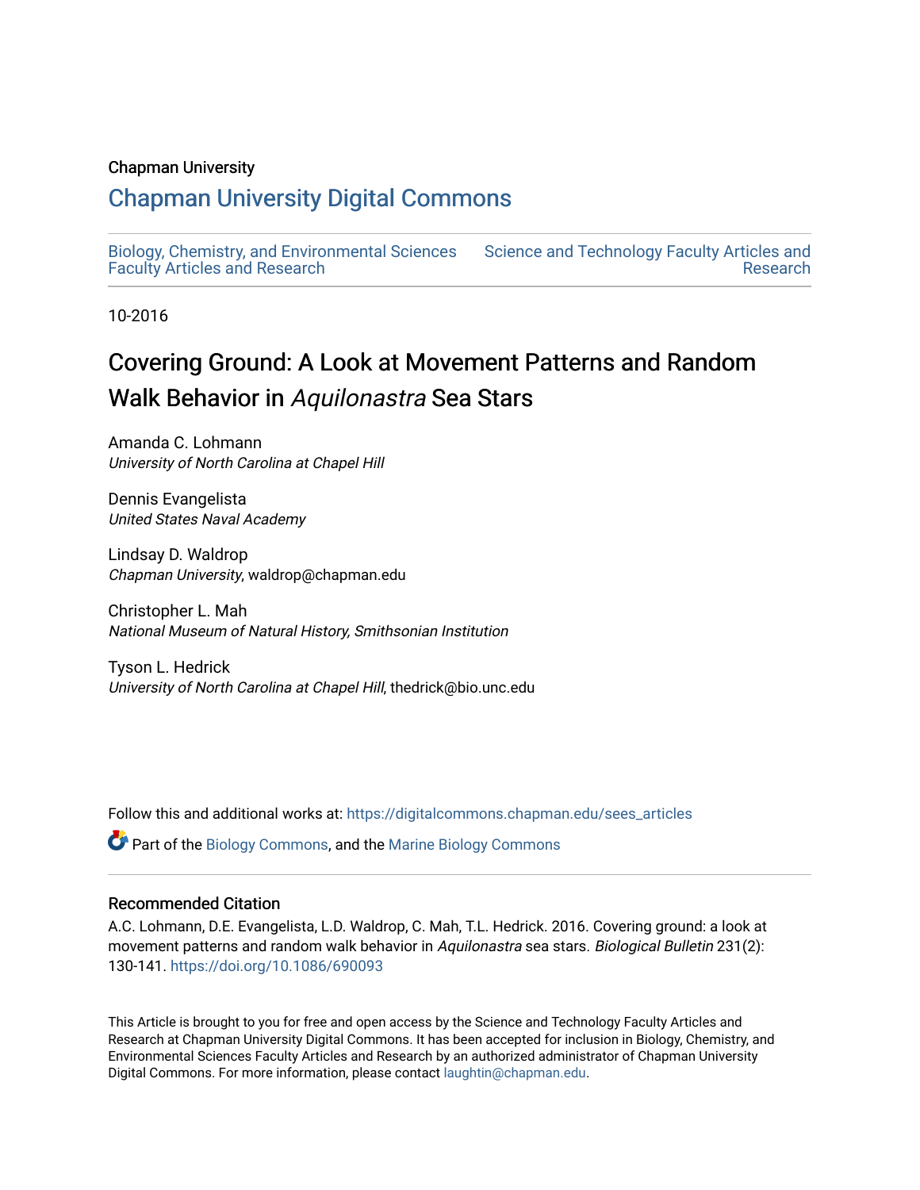Chapman University

# Chapman University Digital Commons

Biology, Chemistry, and Environmental Sciences Faculty Articles and Research

Science and Technology Faculty Articles and Research

10-2016

# Covering Ground: A Look at Movement Patterns and Random Walk Behavior in *Aquilonastra* Sea Stars

Amanda C. Lohmann
*University of North Carolina at Chapel Hill*

Dennis Evangelista
*United States Naval Academy*

Lindsay D. Waldrop
*Chapman University*, waldrop@chapman.edu

Christopher L. Mah
*National Museum of Natural History, Smithsonian Institution*

Tyson L. Hedrick
*University of North Carolina at Chapel Hill*, thedrick@bio.unc.edu

Follow this and additional works at: https://digitalcommons.chapman.edu/sees_articles

Part of the Biology Commons, and the Marine Biology Commons

## Recommended Citation

A.C. Lohmann, D.E. Evangelista, L.D. Waldrop, C. Mah, T.L. Hedrick. 2016. Covering ground: a look at movement patterns and random walk behavior in *Aquilonastra* sea stars. *Biological Bulletin* 231(2): 130-141. https://doi.org/10.1086/690093

This Article is brought to you for free and open access by the Science and Technology Faculty Articles and Research at Chapman University Digital Commons. It has been accepted for inclusion in Biology, Chemistry, and Environmental Sciences Faculty Articles and Research by an authorized administrator of Chapman University Digital Commons. For more information, please contact laughtin@chapman.edu.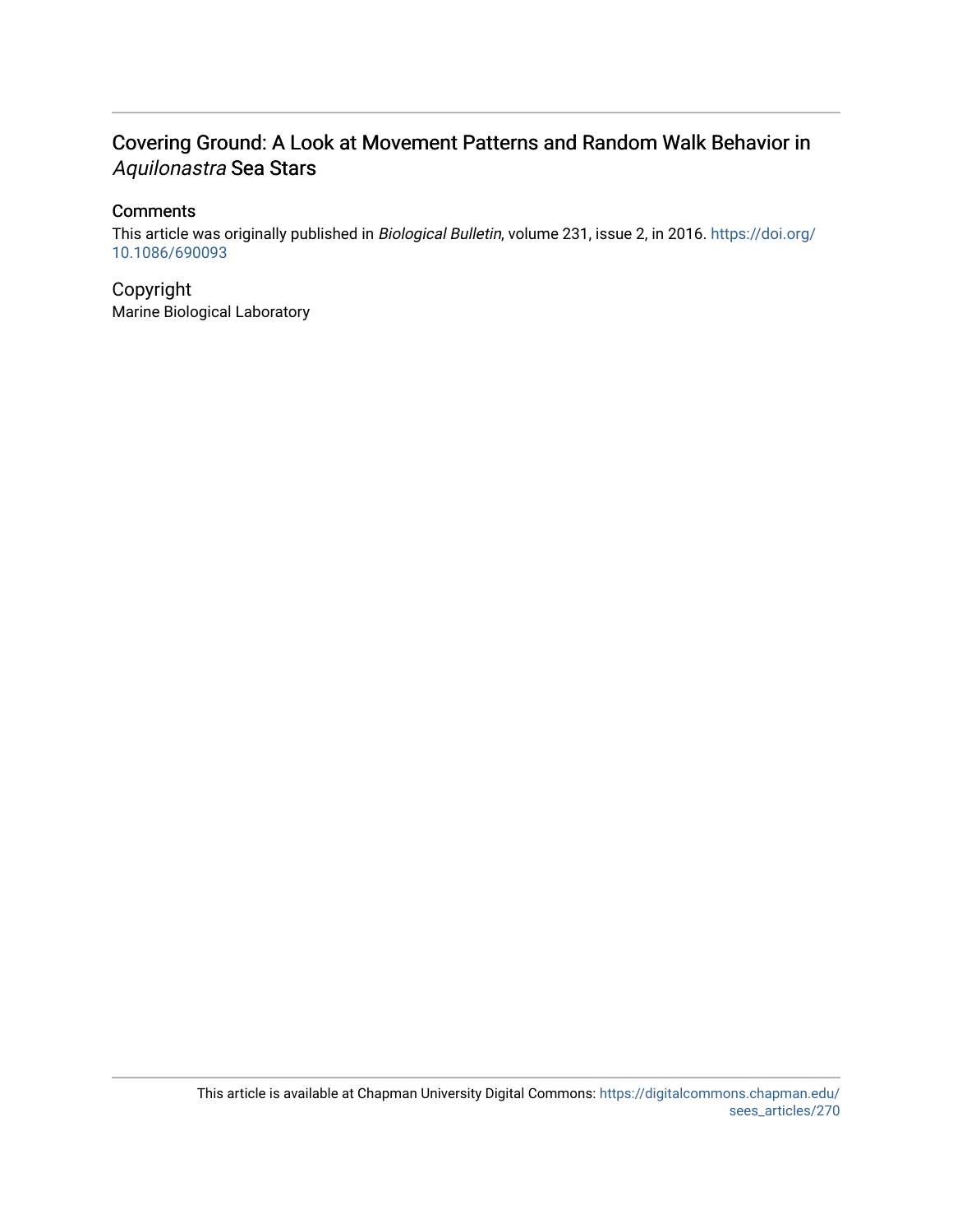# Covering Ground: A Look at Movement Patterns and Random Walk Behavior in *Aquilonastra* Sea Stars

## Comments

This article was originally published in *Biological Bulletin*, volume 231, issue 2, in 2016. https://doi.org/10.1086/690093

## Copyright

Marine Biological Laboratory

This article is available at Chapman University Digital Commons: https://digitalcommons.chapman.edu/sees_articles/270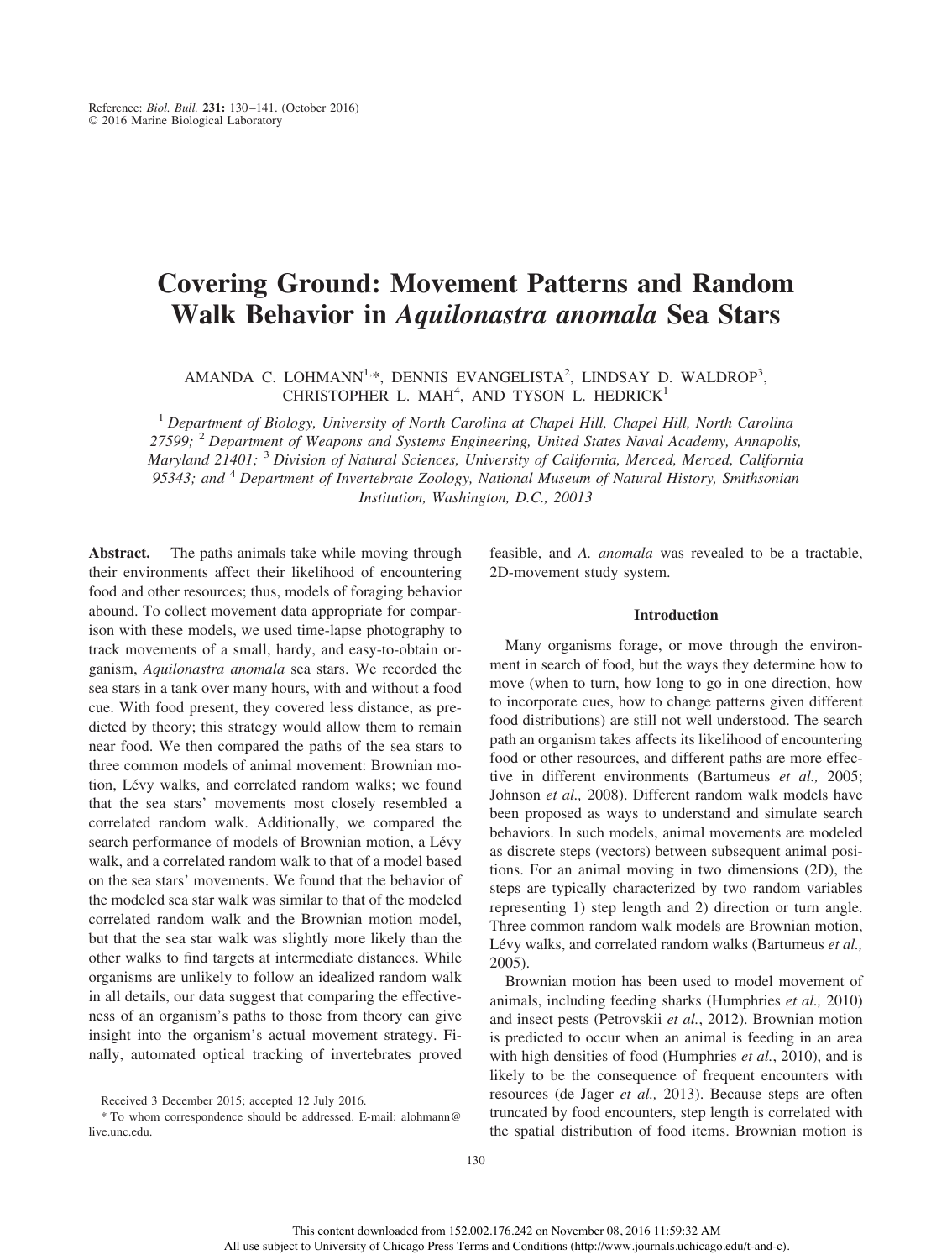Reference: *Biol. Bull.* **231:** 130–141. (October 2016)
© 2016 Marine Biological Laboratory

# Covering Ground: Movement Patterns and Random Walk Behavior in *Aquilonastra anomala* Sea Stars

AMANDA C. LOHMANN[1,*], DENNIS EVANGELISTA[2], LINDSAY D. WALDROP[3], CHRISTOPHER L. MAH[4], AND TYSON L. HEDRICK[1]

[1] *Department of Biology, University of North Carolina at Chapel Hill, Chapel Hill, North Carolina 27599;* [2] *Department of Weapons and Systems Engineering, United States Naval Academy, Annapolis, Maryland 21401;* [3] *Division of Natural Sciences, University of California, Merced, Merced, California 95343; and* [4] *Department of Invertebrate Zoology, National Museum of Natural History, Smithsonian Institution, Washington, D.C., 20013*

**Abstract.** The paths animals take while moving through their environments affect their likelihood of encountering food and other resources; thus, models of foraging behavior abound. To collect movement data appropriate for comparison with these models, we used time-lapse photography to track movements of a small, hardy, and easy-to-obtain organism, *Aquilonastra anomala* sea stars. We recorded the sea stars in a tank over many hours, with and without a food cue. With food present, they covered less distance, as predicted by theory; this strategy would allow them to remain near food. We then compared the paths of the sea stars to three common models of animal movement: Brownian motion, Lévy walks, and correlated random walks; we found that the sea stars' movements most closely resembled a correlated random walk. Additionally, we compared the search performance of models of Brownian motion, a Lévy walk, and a correlated random walk to that of a model based on the sea stars' movements. We found that the behavior of the modeled sea star walk was similar to that of the modeled correlated random walk and the Brownian motion model, but that the sea star walk was slightly more likely than the other walks to find targets at intermediate distances. While organisms are unlikely to follow an idealized random walk in all details, our data suggest that comparing the effectiveness of an organism's paths to those from theory can give insight into the organism's actual movement strategy. Finally, automated optical tracking of invertebrates proved feasible, and *A. anomala* was revealed to be a tractable, 2D-movement study system.

Received 3 December 2015; accepted 12 July 2016.

* To whom correspondence should be addressed. E-mail: alohmann@live.unc.edu.

## Introduction

Many organisms forage, or move through the environment in search of food, but the ways they determine how to move (when to turn, how long to go in one direction, how to incorporate cues, how to change patterns given different food distributions) are still not well understood. The search path an organism takes affects its likelihood of encountering food or other resources, and different paths are more effective in different environments (Bartumeus *et al.,* 2005; Johnson *et al.,* 2008). Different random walk models have been proposed as ways to understand and simulate search behaviors. In such models, animal movements are modeled as discrete steps (vectors) between subsequent animal positions. For an animal moving in two dimensions (2D), the steps are typically characterized by two random variables representing 1) step length and 2) direction or turn angle. Three common random walk models are Brownian motion, Lévy walks, and correlated random walks (Bartumeus *et al.,* 2005).

Brownian motion has been used to model movement of animals, including feeding sharks (Humphries *et al.,* 2010) and insect pests (Petrovskii *et al.*, 2012). Brownian motion is predicted to occur when an animal is feeding in an area with high densities of food (Humphries *et al.*, 2010), and is likely to be the consequence of frequent encounters with resources (de Jager *et al.,* 2013). Because steps are often truncated by food encounters, step length is correlated with the spatial distribution of food items. Brownian motion is

This content downloaded from 152.002.176.242 on November 08, 2016 11:59:32 AM
All use subject to University of Chicago Press Terms and Conditions (http://www.journals.uchicago.edu/t-and-c).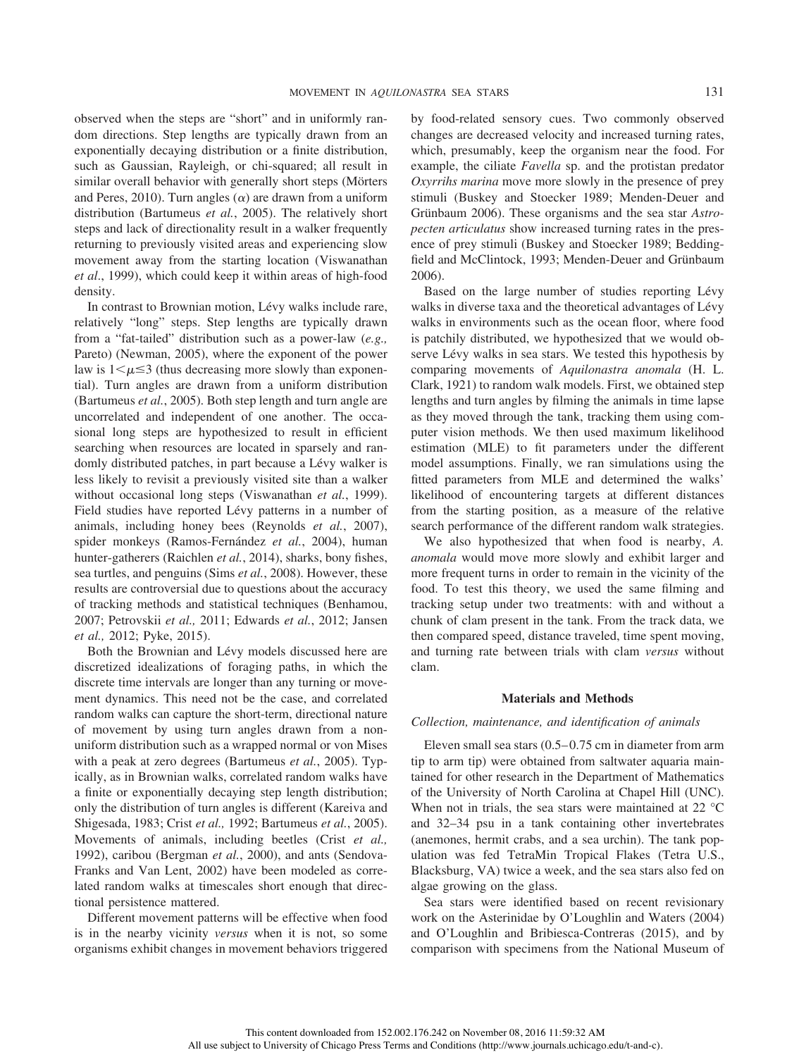observed when the steps are "short" and in uniformly random directions. Step lengths are typically drawn from an exponentially decaying distribution or a finite distribution, such as Gaussian, Rayleigh, or chi-squared; all result in similar overall behavior with generally short steps (Mörters and Peres, 2010). Turn angles ($\alpha$) are drawn from a uniform distribution (Bartumeus *et al.*, 2005). The relatively short steps and lack of directionality result in a walker frequently returning to previously visited areas and experiencing slow movement away from the starting location (Viswanathan *et al*., 1999), which could keep it within areas of high-food density.

In contrast to Brownian motion, Lévy walks include rare, relatively "long" steps. Step lengths are typically drawn from a "fat-tailed" distribution such as a power-law (*e.g.,* Pareto) (Newman, 2005), where the exponent of the power law is $1 < \mu \leq 3$ (thus decreasing more slowly than exponential). Turn angles are drawn from a uniform distribution (Bartumeus *et al.*, 2005). Both step length and turn angle are uncorrelated and independent of one another. The occasional long steps are hypothesized to result in efficient searching when resources are located in sparsely and randomly distributed patches, in part because a Lévy walker is less likely to revisit a previously visited site than a walker without occasional long steps (Viswanathan *et al.*, 1999). Field studies have reported Lévy patterns in a number of animals, including honey bees (Reynolds *et al.*, 2007), spider monkeys (Ramos-Fernández *et al.*, 2004), human hunter-gatherers (Raichlen *et al.*, 2014), sharks, bony fishes, sea turtles, and penguins (Sims *et al.*, 2008). However, these results are controversial due to questions about the accuracy of tracking methods and statistical techniques (Benhamou, 2007; Petrovskii *et al.,* 2011; Edwards *et al.*, 2012; Jansen *et al.,* 2012; Pyke, 2015).

Both the Brownian and Lévy models discussed here are discretized idealizations of foraging paths, in which the discrete time intervals are longer than any turning or movement dynamics. This need not be the case, and correlated random walks can capture the short-term, directional nature of movement by using turn angles drawn from a non-uniform distribution such as a wrapped normal or von Mises with a peak at zero degrees (Bartumeus *et al.*, 2005). Typically, as in Brownian walks, correlated random walks have a finite or exponentially decaying step length distribution; only the distribution of turn angles is different (Kareiva and Shigesada, 1983; Crist *et al.,* 1992; Bartumeus *et al.*, 2005). Movements of animals, including beetles (Crist *et al.,* 1992), caribou (Bergman *et al.*, 2000), and ants (Sendova-Franks and Van Lent, 2002) have been modeled as correlated random walks at timescales short enough that directional persistence mattered.

Different movement patterns will be effective when food is in the nearby vicinity *versus* when it is not, so some organisms exhibit changes in movement behaviors triggered by food-related sensory cues. Two commonly observed changes are decreased velocity and increased turning rates, which, presumably, keep the organism near the food. For example, the ciliate *Favella* sp. and the protistan predator *Oxyrrihs marina* move more slowly in the presence of prey stimuli (Buskey and Stoecker 1989; Menden-Deuer and Grünbaum 2006). These organisms and the sea star *Astropecten articulatus* show increased turning rates in the presence of prey stimuli (Buskey and Stoecker 1989; Beddingfield and McClintock, 1993; Menden-Deuer and Grünbaum 2006).

Based on the large number of studies reporting Lévy walks in diverse taxa and the theoretical advantages of Lévy walks in environments such as the ocean floor, where food is patchily distributed, we hypothesized that we would observe Lévy walks in sea stars. We tested this hypothesis by comparing movements of *Aquilonastra anomala* (H. L. Clark, 1921) to random walk models. First, we obtained step lengths and turn angles by filming the animals in time lapse as they moved through the tank, tracking them using computer vision methods. We then used maximum likelihood estimation (MLE) to fit parameters under the different model assumptions. Finally, we ran simulations using the fitted parameters from MLE and determined the walks' likelihood of encountering targets at different distances from the starting position, as a measure of the relative search performance of the different random walk strategies.

We also hypothesized that when food is nearby, *A. anomala* would move more slowly and exhibit larger and more frequent turns in order to remain in the vicinity of the food. To test this theory, we used the same filming and tracking setup under two treatments: with and without a chunk of clam present in the tank. From the track data, we then compared speed, distance traveled, time spent moving, and turning rate between trials with clam *versus* without clam.

## Materials and Methods

### *Collection, maintenance, and identification of animals*

Eleven small sea stars (0.5–0.75 cm in diameter from arm tip to arm tip) were obtained from saltwater aquaria maintained for other research in the Department of Mathematics of the University of North Carolina at Chapel Hill (UNC). When not in trials, the sea stars were maintained at 22 °C and 32–34 psu in a tank containing other invertebrates (anemones, hermit crabs, and a sea urchin). The tank population was fed TetraMin Tropical Flakes (Tetra U.S., Blacksburg, VA) twice a week, and the sea stars also fed on algae growing on the glass.

Sea stars were identified based on recent revisionary work on the Asterinidae by O'Loughlin and Waters (2004) and O'Loughlin and Bribiesca-Contreras (2015), and by comparison with specimens from the National Museum of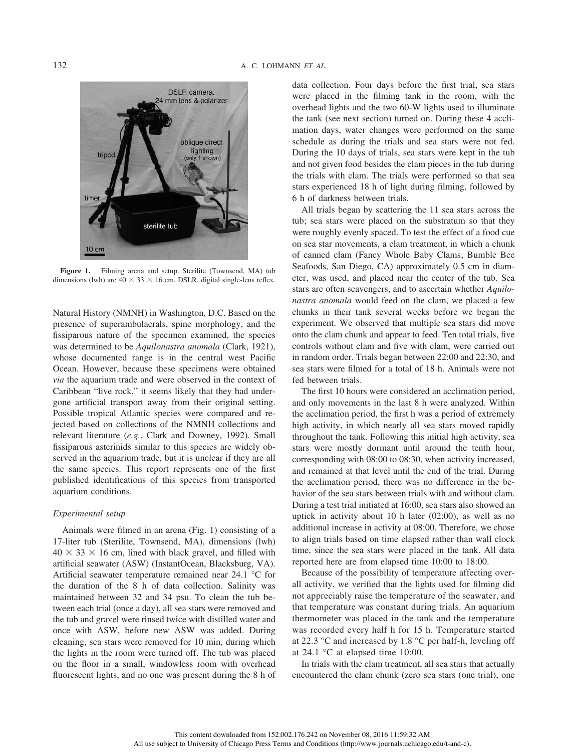**Figure 1.** Filming arena and setup. Sterilite (Townsend, MA) tub dimensions (lwh) are 40 × 33 × 16 cm. DSLR, digital single-lens reflex.

Natural History (NMNH) in Washington, D.C. Based on the presence of superambulacrals, spine morphology, and the fissiparous nature of the specimen examined, the species was determined to be *Aquilonastra anomala* (Clark, 1921), whose documented range is in the central west Pacific Ocean. However, because these specimens were obtained *via* the aquarium trade and were observed in the context of Caribbean "live rock," it seems likely that they had undergone artificial transport away from their original setting. Possible tropical Atlantic species were compared and rejected based on collections of the NMNH collections and relevant literature (*e.g.*, Clark and Downey, 1992). Small fissiparous asterinids similar to this species are widely observed in the aquarium trade, but it is unclear if they are all the same species. This report represents one of the first published identifications of this species from transported aquarium conditions.

### *Experimental setup*

Animals were filmed in an arena (Fig. 1) consisting of a 17-liter tub (Sterilite, Townsend, MA), dimensions (lwh) 40 × 33 × 16 cm, lined with black gravel, and filled with artificial seawater (ASW) (InstantOcean, Blacksburg, VA). Artificial seawater temperature remained near 24.1 °C for the duration of the 8 h of data collection. Salinity was maintained between 32 and 34 psu. To clean the tub between each trial (once a day), all sea stars were removed and the tub and gravel were rinsed twice with distilled water and once with ASW, before new ASW was added. During cleaning, sea stars were removed for 10 min, during which the lights in the room were turned off. The tub was placed on the floor in a small, windowless room with overhead fluorescent lights, and no one was present during the 8 h of data collection. Four days before the first trial, sea stars were placed in the filming tank in the room, with the overhead lights and the two 60-W lights used to illuminate the tank (see next section) turned on. During these 4 acclimation days, water changes were performed on the same schedule as during the trials and sea stars were not fed. During the 10 days of trials, sea stars were kept in the tub and not given food besides the clam pieces in the tub during the trials with clam. The trials were performed so that sea stars experienced 18 h of light during filming, followed by 6 h of darkness between trials.

All trials began by scattering the 11 sea stars across the tub; sea stars were placed on the substratum so that they were roughly evenly spaced. To test the effect of a food cue on sea star movements, a clam treatment, in which a chunk of canned clam (Fancy Whole Baby Clams; Bumble Bee Seafoods, San Diego, CA) approximately 0.5 cm in diameter, was used, and placed near the center of the tub. Sea stars are often scavengers, and to ascertain whether *Aquilonastra anomala* would feed on the clam, we placed a few chunks in their tank several weeks before we began the experiment. We observed that multiple sea stars did move onto the clam chunk and appear to feed. Ten total trials, five controls without clam and five with clam, were carried out in random order. Trials began between 22:00 and 22:30, and sea stars were filmed for a total of 18 h. Animals were not fed between trials.

The first 10 hours were considered an acclimation period, and only movements in the last 8 h were analyzed. Within the acclimation period, the first h was a period of extremely high activity, in which nearly all sea stars moved rapidly throughout the tank. Following this initial high activity, sea stars were mostly dormant until around the tenth hour, corresponding with 08:00 to 08:30, when activity increased, and remained at that level until the end of the trial. During the acclimation period, there was no difference in the behavior of the sea stars between trials with and without clam. During a test trial initiated at 16:00, sea stars also showed an uptick in activity about 10 h later (02:00), as well as no additional increase in activity at 08:00. Therefore, we chose to align trials based on time elapsed rather than wall clock time, since the sea stars were placed in the tank. All data reported here are from elapsed time 10:00 to 18:00.

Because of the possibility of temperature affecting overall activity, we verified that the lights used for filming did not appreciably raise the temperature of the seawater, and that temperature was constant during trials. An aquarium thermometer was placed in the tank and the temperature was recorded every half h for 15 h. Temperature started at 22.3 °C and increased by 1.8 °C per half-h, leveling off at 24.1 °C at elapsed time 10:00.

In trials with the clam treatment, all sea stars that actually encountered the clam chunk (zero sea stars (one trial), one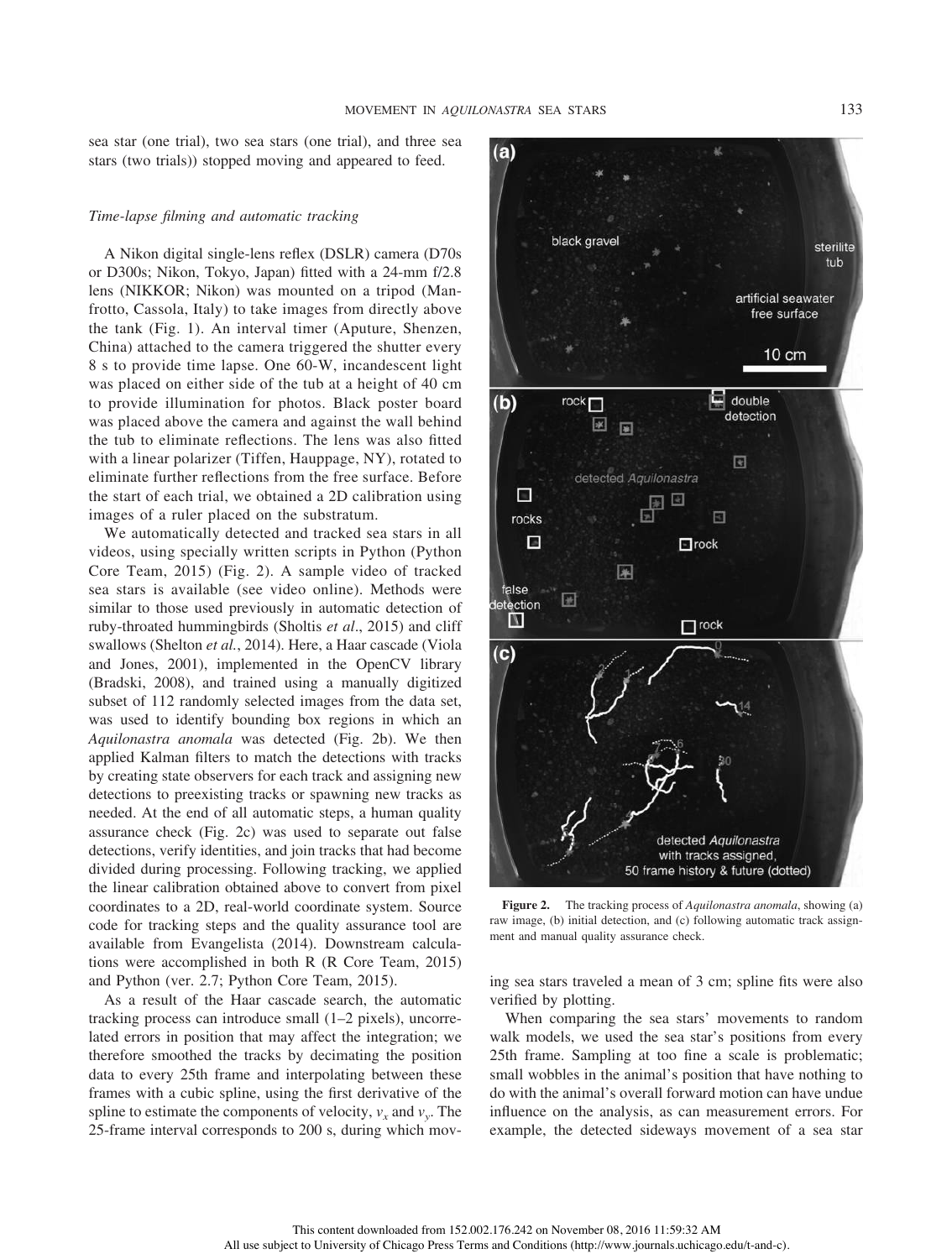sea star (one trial), two sea stars (one trial), and three sea stars (two trials)) stopped moving and appeared to feed.

### *Time-lapse filming and automatic tracking*

A Nikon digital single-lens reflex (DSLR) camera (D70s or D300s; Nikon, Tokyo, Japan) fitted with a 24-mm f/2.8 lens (NIKKOR; Nikon) was mounted on a tripod (Manfrotto, Cassola, Italy) to take images from directly above the tank (Fig. 1). An interval timer (Aputure, Shenzen, China) attached to the camera triggered the shutter every 8 s to provide time lapse. One 60-W, incandescent light was placed on either side of the tub at a height of 40 cm to provide illumination for photos. Black poster board was placed above the camera and against the wall behind the tub to eliminate reflections. The lens was also fitted with a linear polarizer (Tiffen, Hauppage, NY), rotated to eliminate further reflections from the free surface. Before the start of each trial, we obtained a 2D calibration using images of a ruler placed on the substratum.

We automatically detected and tracked sea stars in all videos, using specially written scripts in Python (Python Core Team, 2015) (Fig. 2). A sample video of tracked sea stars is available (see video online). Methods were similar to those used previously in automatic detection of ruby-throated hummingbirds (Sholtis *et al*., 2015) and cliff swallows (Shelton *et al.*, 2014). Here, a Haar cascade (Viola and Jones, 2001), implemented in the OpenCV library (Bradski, 2008), and trained using a manually digitized subset of 112 randomly selected images from the data set, was used to identify bounding box regions in which an *Aquilonastra anomala* was detected (Fig. 2b). We then applied Kalman filters to match the detections with tracks by creating state observers for each track and assigning new detections to preexisting tracks or spawning new tracks as needed. At the end of all automatic steps, a human quality assurance check (Fig. 2c) was used to separate out false detections, verify identities, and join tracks that had become divided during processing. Following tracking, we applied the linear calibration obtained above to convert from pixel coordinates to a 2D, real-world coordinate system. Source code for tracking steps and the quality assurance tool are available from Evangelista (2014). Downstream calculations were accomplished in both R (R Core Team, 2015) and Python (ver. 2.7; Python Core Team, 2015).

As a result of the Haar cascade search, the automatic tracking process can introduce small (1–2 pixels), uncorrelated errors in position that may affect the integration; we therefore smoothed the tracks by decimating the position data to every 25th frame and interpolating between these frames with a cubic spline, using the first derivative of the spline to estimate the components of velocity, $v_x$ and $v_y$. The 25-frame interval corresponds to 200 s, during which moving sea stars traveled a mean of 3 cm; spline fits were also verified by plotting.

**Figure 2.** The tracking process of *Aquilonastra anomala*, showing (a) raw image, (b) initial detection, and (c) following automatic track assignment and manual quality assurance check.

When comparing the sea stars' movements to random walk models, we used the sea star's positions from every 25th frame. Sampling at too fine a scale is problematic; small wobbles in the animal's position that have nothing to do with the animal's overall forward motion can have undue influence on the analysis, as can measurement errors. For example, the detected sideways movement of a sea star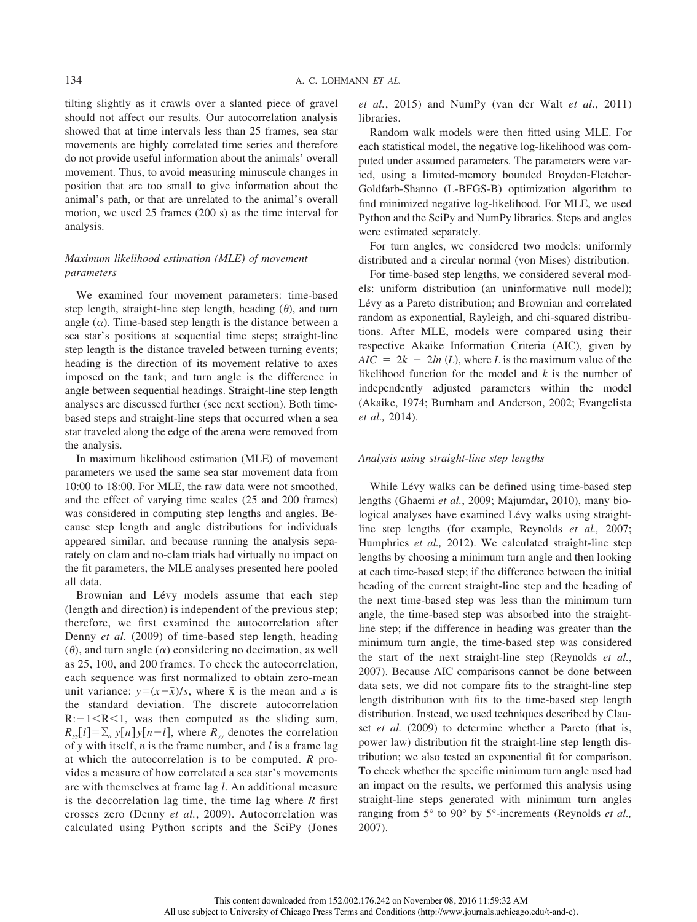tilting slightly as it crawls over a slanted piece of gravel should not affect our results. Our autocorrelation analysis showed that at time intervals less than 25 frames, sea star movements are highly correlated time series and therefore do not provide useful information about the animals' overall movement. Thus, to avoid measuring minuscule changes in position that are too small to give information about the animal's path, or that are unrelated to the animal's overall motion, we used 25 frames (200 s) as the time interval for analysis.

### *Maximum likelihood estimation (MLE) of movement parameters*

We examined four movement parameters: time-based step length, straight-line step length, heading ($\theta$), and turn angle ($\alpha$). Time-based step length is the distance between a sea star's positions at sequential time steps; straight-line step length is the distance traveled between turning events; heading is the direction of its movement relative to axes imposed on the tank; and turn angle is the difference in angle between sequential headings. Straight-line step length analyses are discussed further (see next section). Both time-based steps and straight-line steps that occurred when a sea star traveled along the edge of the arena were removed from the analysis.

In maximum likelihood estimation (MLE) of movement parameters we used the same sea star movement data from 10:00 to 18:00. For MLE, the raw data were not smoothed, and the effect of varying time scales (25 and 200 frames) was considered in computing step lengths and angles. Because step length and angle distributions for individuals appeared similar, and because running the analysis separately on clam and no-clam trials had virtually no impact on the fit parameters, the MLE analyses presented here pooled all data.

Brownian and Lévy models assume that each step (length and direction) is independent of the previous step; therefore, we first examined the autocorrelation after Denny *et al.* (2009) of time-based step length, heading ($\theta$), and turn angle ($\alpha$) considering no decimation, as well as 25, 100, and 200 frames. To check the autocorrelation, each sequence was first normalized to obtain zero-mean unit variance: $y=(x-\bar{x})/s$, where $\bar{x}$ is the mean and $s$ is the standard deviation. The discrete autocorrelation $R$: $-1<R<1$, was then computed as the sliding sum, $R_{yy}[l]=\sum_n y[n]y[n-l]$, where $R_{yy}$ denotes the correlation of $y$ with itself, $n$ is the frame number, and $l$ is a frame lag at which the autocorrelation is to be computed. $R$ provides a measure of how correlated a sea star's movements are with themselves at frame lag $l$. An additional measure is the decorrelation lag time, the time lag where $R$ first crosses zero (Denny *et al.*, 2009). Autocorrelation was calculated using Python scripts and the SciPy (Jones *et al.*, 2015) and NumPy (van der Walt *et al.*, 2011) libraries.

Random walk models were then fitted using MLE. For each statistical model, the negative log-likelihood was computed under assumed parameters. The parameters were varied, using a limited-memory bounded Broyden-Fletcher-Goldfarb-Shanno (L-BFGS-B) optimization algorithm to find minimized negative log-likelihood. For MLE, we used Python and the SciPy and NumPy libraries. Steps and angles were estimated separately.

For turn angles, we considered two models: uniformly distributed and a circular normal (von Mises) distribution.

For time-based step lengths, we considered several models: uniform distribution (an uninformative null model); Lévy as a Pareto distribution; and Brownian and correlated random as exponential, Rayleigh, and chi-squared distributions. After MLE, models were compared using their respective Akaike Information Criteria (AIC), given by $AIC = 2k - 2ln(L)$, where $L$ is the maximum value of the likelihood function for the model and $k$ is the number of independently adjusted parameters within the model (Akaike, 1974; Burnham and Anderson, 2002; Evangelista *et al.,* 2014).

### *Analysis using straight-line step lengths*

While Lévy walks can be defined using time-based step lengths (Ghaemi *et al.*, 2009; Majumdar, 2010), many biological analyses have examined Lévy walks using straight-line step lengths (for example, Reynolds *et al.,* 2007; Humphries *et al.,* 2012). We calculated straight-line step lengths by choosing a minimum turn angle and then looking at each time-based step; if the difference between the initial heading of the current straight-line step and the heading of the next time-based step was less than the minimum turn angle, the time-based step was absorbed into the straight-line step; if the difference in heading was greater than the minimum turn angle, the time-based step was considered the start of the next straight-line step (Reynolds *et al.*, 2007). Because AIC comparisons cannot be done between data sets, we did not compare fits to the straight-line step length distribution with fits to the time-based step length distribution. Instead, we used techniques described by Clauset *et al.* (2009) to determine whether a Pareto (that is, power law) distribution fit the straight-line step length distribution; we also tested an exponential fit for comparison. To check whether the specific minimum turn angle used had an impact on the results, we performed this analysis using straight-line steps generated with minimum turn angles ranging from 5° to 90° by 5°-increments (Reynolds *et al.,* 2007).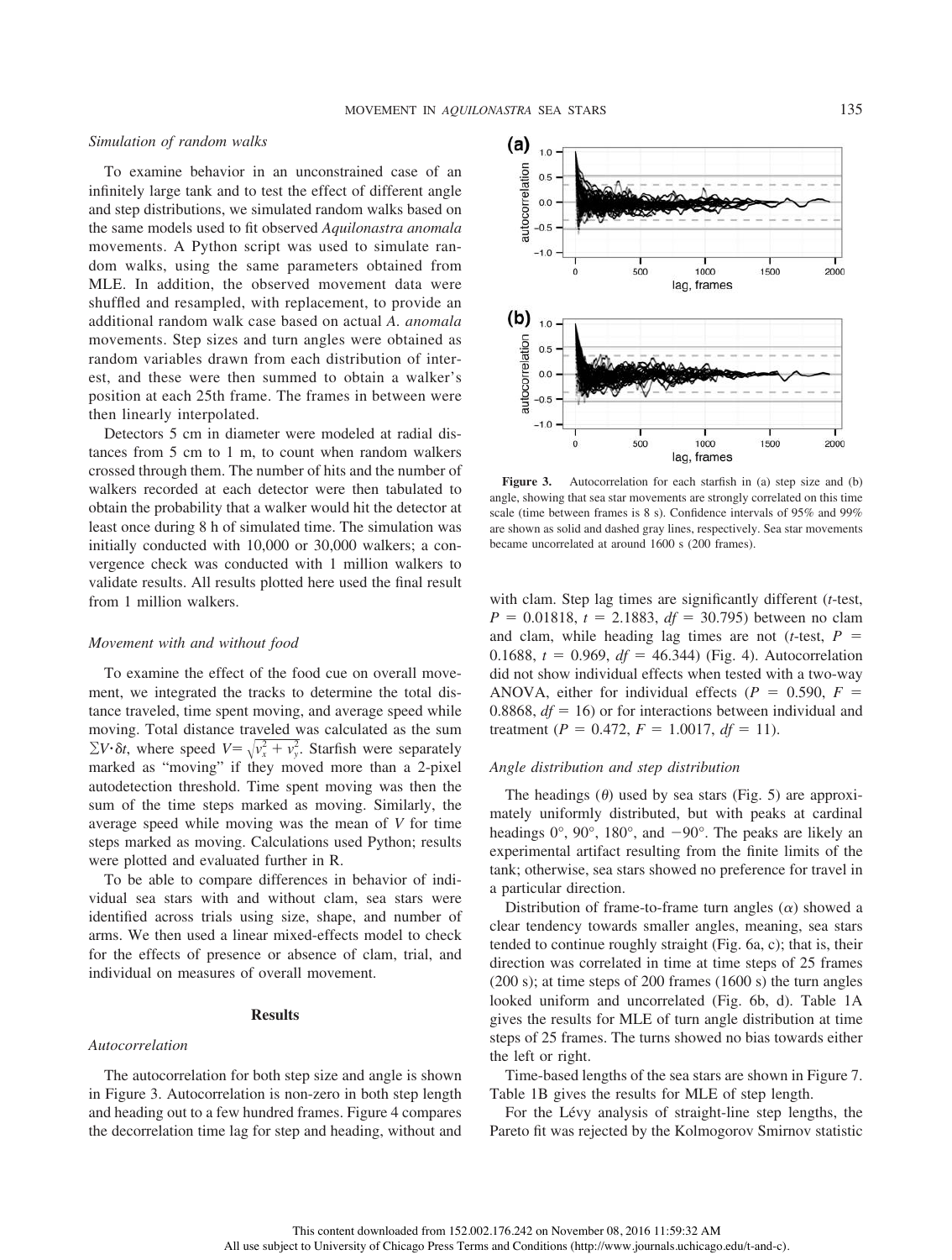### Simulation of random walks

To examine behavior in an unconstrained case of an infinitely large tank and to test the effect of different angle and step distributions, we simulated random walks based on the same models used to fit observed *Aquilonastra anomala* movements. A Python script was used to simulate random walks, using the same parameters obtained from MLE. In addition, the observed movement data were shuffled and resampled, with replacement, to provide an additional random walk case based on actual *A. anomala* movements. Step sizes and turn angles were obtained as random variables drawn from each distribution of interest, and these were then summed to obtain a walker's position at each 25th frame. The frames in between were then linearly interpolated.

Detectors 5 cm in diameter were modeled at radial distances from 5 cm to 1 m, to count when random walkers crossed through them. The number of hits and the number of walkers recorded at each detector were then tabulated to obtain the probability that a walker would hit the detector at least once during 8 h of simulated time. The simulation was initially conducted with 10,000 or 30,000 walkers; a convergence check was conducted with 1 million walkers to validate results. All results plotted here used the final result from 1 million walkers.

### Movement with and without food

To examine the effect of the food cue on overall movement, we integrated the tracks to determine the total distance traveled, time spent moving, and average speed while moving. Total distance traveled was calculated as the sum $\sum V \cdot \delta t$, where speed $V = \sqrt{v_x^2 + v_y^2}$. Starfish were separately marked as "moving" if they moved more than a 2-pixel autodetection threshold. Time spent moving was then the sum of the time steps marked as moving. Similarly, the average speed while moving was the mean of $V$ for time steps marked as moving. Calculations used Python; results were plotted and evaluated further in R.

To be able to compare differences in behavior of individual sea stars with and without clam, sea stars were identified across trials using size, shape, and number of arms. We then used a linear mixed-effects model to check for the effects of presence or absence of clam, trial, and individual on measures of overall movement.

## Results

### Autocorrelation

The autocorrelation for both step size and angle is shown in Figure 3. Autocorrelation is non-zero in both step length and heading out to a few hundred frames. Figure 4 compares the decorrelation time lag for step and heading, without and with clam. Step lag times are significantly different ($t$-test, $P = 0.01818$, $t = 2.1883$, $df = 30.795$) between no clam and clam, while heading lag times are not ($t$-test, $P = 0.1688$, $t = 0.969$, $df = 46.344$) (Fig. 4). Autocorrelation did not show individual effects when tested with a two-way ANOVA, either for individual effects ($P = 0.590$, $F = 0.8868$, $df = 16$) or for interactions between individual and treatment ($P = 0.472$, $F = 1.0017$, $df = 11$).

**Figure 3.** Autocorrelation for each starfish in (a) step size and (b) angle, showing that sea star movements are strongly correlated on this time scale (time between frames is 8 s). Confidence intervals of 95% and 99% are shown as solid and dashed gray lines, respectively. Sea star movements became uncorrelated at around 1600 s (200 frames).

### Angle distribution and step distribution

The headings ($\theta$) used by sea stars (Fig. 5) are approximately uniformly distributed, but with peaks at cardinal headings 0°, 90°, 180°, and −90°. The peaks are likely an experimental artifact resulting from the finite limits of the tank; otherwise, sea stars showed no preference for travel in a particular direction.

Distribution of frame-to-frame turn angles ($\alpha$) showed a clear tendency towards smaller angles, meaning, sea stars tended to continue roughly straight (Fig. 6a, c); that is, their direction was correlated in time at time steps of 25 frames (200 s); at time steps of 200 frames (1600 s) the turn angles looked uniform and uncorrelated (Fig. 6b, d). Table 1A gives the results for MLE of turn angle distribution at time steps of 25 frames. The turns showed no bias towards either the left or right.

Time-based lengths of the sea stars are shown in Figure 7. Table 1B gives the results for MLE of step length.

For the Lévy analysis of straight-line step lengths, the Pareto fit was rejected by the Kolmogorov Smirnov statistic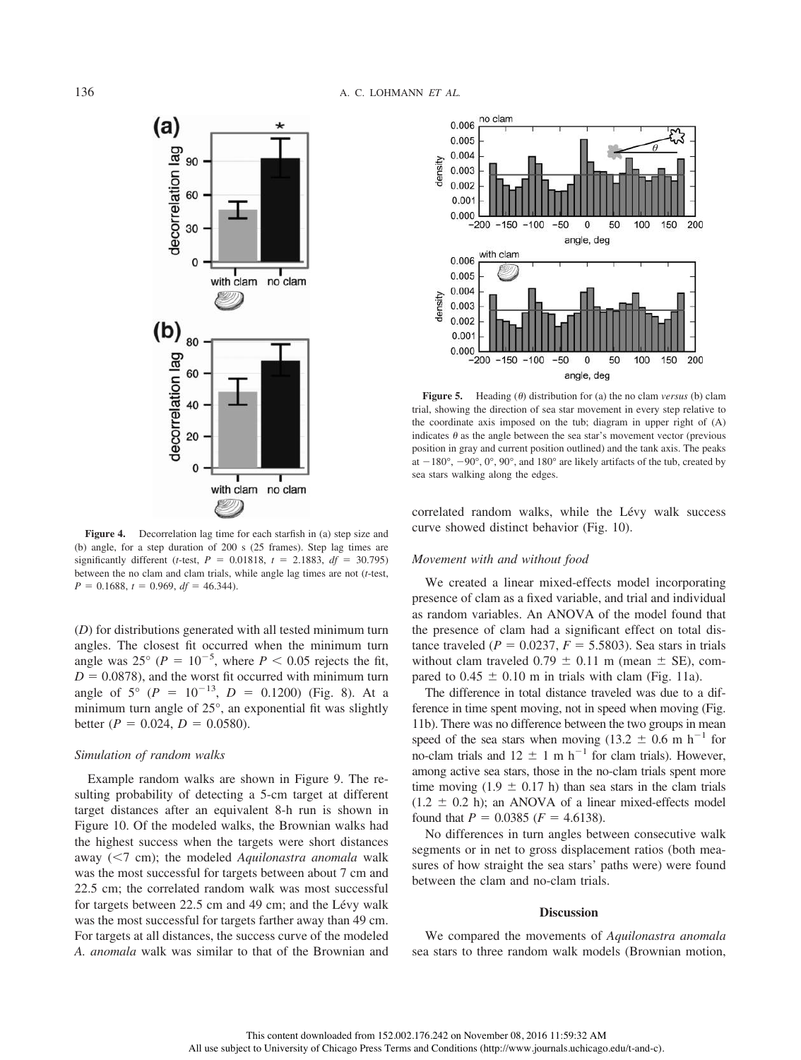Figure 4. Decorrelation lag time for each starfish in (a) step size and (b) angle, for a step duration of 200 s (25 frames). Step lag times are significantly different (*t*-test, $P = 0.01818$, $t = 2.1883$, $df = 30.795$) between the no clam and clam trials, while angle lag times are not (*t*-test, $P = 0.1688$, $t = 0.969$, $df = 46.344$).

($D$) for distributions generated with all tested minimum turn angles. The closest fit occurred when the minimum turn angle was 25° ($P = 10^{-5}$, where $P < 0.05$ rejects the fit, $D = 0.0878$), and the worst fit occurred with minimum turn angle of 5° ($P = 10^{-13}$, $D = 0.1200$) (Fig. 8). At a minimum turn angle of 25°, an exponential fit was slightly better ($P = 0.024$, $D = 0.0580$).

### Simulation of random walks

Example random walks are shown in Figure 9. The resulting probability of detecting a 5-cm target at different target distances after an equivalent 8-h run is shown in Figure 10. Of the modeled walks, the Brownian walks had the highest success when the targets were short distances away (<7 cm); the modeled *Aquilonastra anomala* walk was the most successful for targets between about 7 cm and 22.5 cm; the correlated random walk was most successful for targets between 22.5 cm and 49 cm; and the Lévy walk was the most successful for targets farther away than 49 cm. For targets at all distances, the success curve of the modeled *A. anomala* walk was similar to that of the Brownian and correlated random walks, while the Lévy walk success curve showed distinct behavior (Fig. 10).

Figure 5. Heading ($\theta$) distribution for (a) the no clam *versus* (b) clam trial, showing the direction of sea star movement in every step relative to the coordinate axis imposed on the tub; diagram in upper right of (A) indicates $\theta$ as the angle between the sea star's movement vector (previous position in gray and current position outlined) and the tank axis. The peaks at −180°, −90°, 0°, 90°, and 180° are likely artifacts of the tub, created by sea stars walking along the edges.

### Movement with and without food

We created a linear mixed-effects model incorporating presence of clam as a fixed variable, and trial and individual as random variables. An ANOVA of the model found that the presence of clam had a significant effect on total distance traveled ($P = 0.0237$, $F = 5.5803$). Sea stars in trials without clam traveled 0.79 ± 0.11 m (mean ± SE), compared to 0.45 ± 0.10 m in trials with clam (Fig. 11a).

The difference in total distance traveled was due to a difference in time spent moving, not in speed when moving (Fig. 11b). There was no difference between the two groups in mean speed of the sea stars when moving (13.2 ± 0.6 m $h^{-1}$ for no-clam trials and 12 ± 1 m $h^{-1}$ for clam trials). However, among active sea stars, those in the no-clam trials spent more time moving (1.9 ± 0.17 h) than sea stars in the clam trials (1.2 ± 0.2 h); an ANOVA of a linear mixed-effects model found that $P = 0.0385$ ($F = 4.6138$).

No differences in turn angles between consecutive walk segments or in net to gross displacement ratios (both measures of how straight the sea stars' paths were) were found between the clam and no-clam trials.

## Discussion

We compared the movements of *Aquilonastra anomala* sea stars to three random walk models (Brownian motion,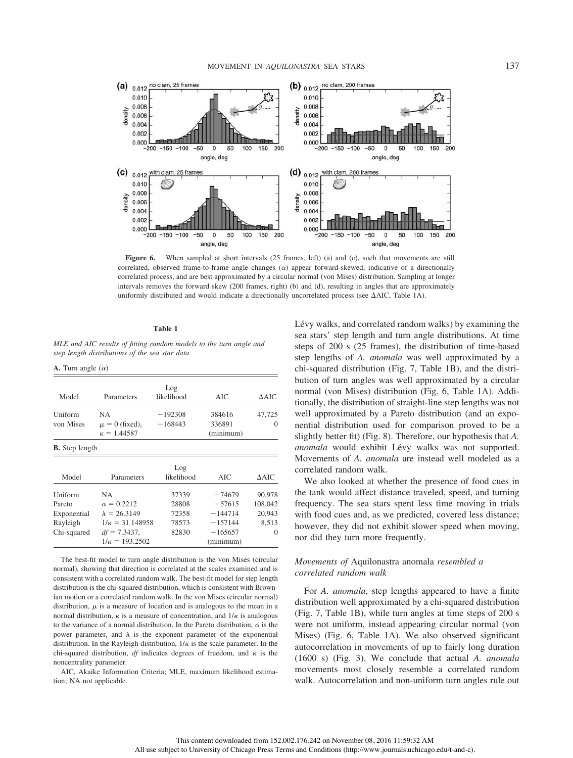**Figure 6.** When sampled at short intervals (25 frames, left) (a) and (c), such that movements are still correlated, observed frame-to-frame angle changes ($\alpha$) appear forward-skewed, indicative of a directionally correlated process, and are best approximated by a circular normal (von Mises) distribution. Sampling at longer intervals removes the forward skew (200 frames, right) (b) and (d), resulting in angles that are approximately uniformly distributed and would indicate a directionally uncorrelated process (see ΔAIC, Table 1A).

**Table 1**

*MLE and AIC results of fitting random models to the turn angle and step length distributions of the sea star data*

**A.** Turn angle ($\alpha$)

| Model | Parameters | Log likelihood | AIC | ΔAIC |
|---|---|---|---|---|
| Uniform | NA | −192308 | 384616 | 47,725 |
| von Mises | $\mu = 0$ (fixed), $\kappa = 1.44587$ | −168443 | 336891 (minimum) | 0 |

**B.** Step length

| Model | Parameters | Log likelihood | AIC | ΔAIC |
|---|---|---|---|---|
| Uniform | NA | 37339 | −74679 | 90,978 |
| Pareto | $\alpha = 0.2212$ | 28808 | −57615 | 108,042 |
| Exponential | $\lambda = 26.3149$ | 72358 | −144714 | 20,943 |
| Rayleigh | $1/\kappa = 31.148958$ | 78573 | −157144 | 8,513 |
| Chi-squared | $df = 7.3437$, $1/\kappa = 193.2502$ | 82830 | −165657 (minimum) | 0 |

The best-fit model to turn angle distribution is the von Mises (circular normal), showing that direction is correlated at the scales examined and is consistent with a correlated random walk. The best-fit model for step length distribution is the chi-squared distribution, which is consistent with Brownian motion or a correlated random walk. In the von Mises (circular normal) distribution, $\mu$ is a measure of location and is analogous to the mean in a normal distribution, $\kappa$ is a measure of concentration, and $1/\kappa$ is analogous to the variance of a normal distribution. In the Pareto distribution, $\alpha$ is the power parameter, and $\lambda$ is the exponent parameter of the exponential distribution. In the Rayleigh distribution, $1/\kappa$ is the scale parameter. In the chi-squared distribution, $df$ indicates degrees of freedom, and $\kappa$ is the noncentrality parameter.

AIC, Akaike Information Criteria; MLE, maximum likelihood estimation; NA not applicable.

Lévy walks, and correlated random walks) by examining the sea stars' step length and turn angle distributions. At time steps of 200 s (25 frames), the distribution of time-based step lengths of *A. anomala* was well approximated by a chi-squared distribution (Fig. 7, Table 1B), and the distribution of turn angles was well approximated by a circular normal (von Mises) distribution (Fig. 6, Table 1A). Additionally, the distribution of straight-line step lengths was not well approximated by a Pareto distribution (and an exponential distribution used for comparison proved to be a slightly better fit) (Fig. 8). Therefore, our hypothesis that *A. anomala* would exhibit Lévy walks was not supported. Movements of *A. anomala* are instead well modeled as a correlated random walk.

We also looked at whether the presence of food cues in the tank would affect distance traveled, speed, and turning frequency. The sea stars spent less time moving in trials with food cues and, as we predicted, covered less distance; however, they did not exhibit slower speed when moving, nor did they turn more frequently.

### *Movements of* Aquilonastra anomala *resembled a correlated random walk*

For *A. anomala*, step lengths appeared to have a finite distribution well approximated by a chi-squared distribution (Fig. 7, Table 1B), while turn angles at time steps of 200 s were not uniform, instead appearing circular normal (von Mises) (Fig. 6, Table 1A). We also observed significant autocorrelation in movements of up to fairly long duration (1600 s) (Fig. 3). We conclude that actual *A. anomala* movements most closely resemble a correlated random walk. Autocorrelation and non-uniform turn angles rule out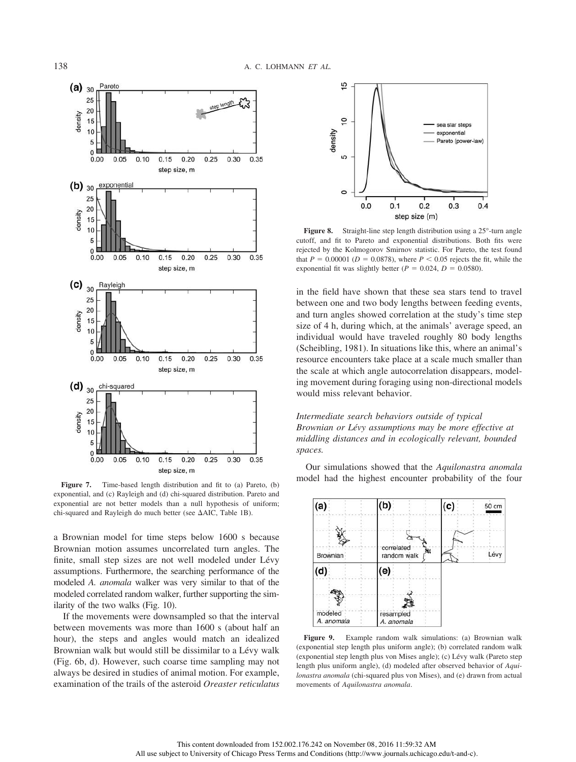Figure 7. Time-based length distribution and fit to (a) Pareto, (b) exponential, and (c) Rayleigh and (d) chi-squared distribution. Pareto and exponential are not better models than a null hypothesis of uniform; chi-squared and Rayleigh do much better (see ΔAIC, Table 1B).

a Brownian model for time steps below 1600 s because Brownian motion assumes uncorrelated turn angles. The finite, small step sizes are not well modeled under Lévy assumptions. Furthermore, the searching performance of the modeled *A. anomala* walker was very similar to that of the modeled correlated random walker, further supporting the similarity of the two walks (Fig. 10).

If the movements were downsampled so that the interval between movements was more than 1600 s (about half an hour), the steps and angles would match an idealized Brownian walk but would still be dissimilar to a Lévy walk (Fig. 6b, d). However, such coarse time sampling may not always be desired in studies of animal motion. For example, examination of the trails of the asteroid *Oreaster reticulatus*

Figure 8. Straight-line step length distribution using a 25°-turn angle cutoff, and fit to Pareto and exponential distributions. Both fits were rejected by the Kolmogorov Smirnov statistic. For Pareto, the test found that $P = 0.00001$ ($D = 0.0878$), where $P < 0.05$ rejects the fit, while the exponential fit was slightly better ($P = 0.024$, $D = 0.0580$).

in the field have shown that these sea stars tend to travel between one and two body lengths between feeding events, and turn angles showed correlation at the study's time step size of 4 h, during which, at the animals' average speed, an individual would have traveled roughly 80 body lengths (Scheibling, 1981). In situations like this, where an animal's resource encounters take place at a scale much smaller than the scale at which angle autocorrelation disappears, modeling movement during foraging using non-directional models would miss relevant behavior.

*Intermediate search behaviors outside of typical Brownian or Lévy assumptions may be more effective at middling distances and in ecologically relevant, bounded spaces.*

Our simulations showed that the *Aquilonastra anomala* model had the highest encounter probability of the four

Figure 9. Example random walk simulations: (a) Brownian walk (exponential step length plus uniform angle); (b) correlated random walk (exponential step length plus von Mises angle); (c) Lévy walk (Pareto step length plus uniform angle), (d) modeled after observed behavior of *Aquilonastra anomala* (chi-squared plus von Mises), and (e) drawn from actual movements of *Aquilonastra anomala*.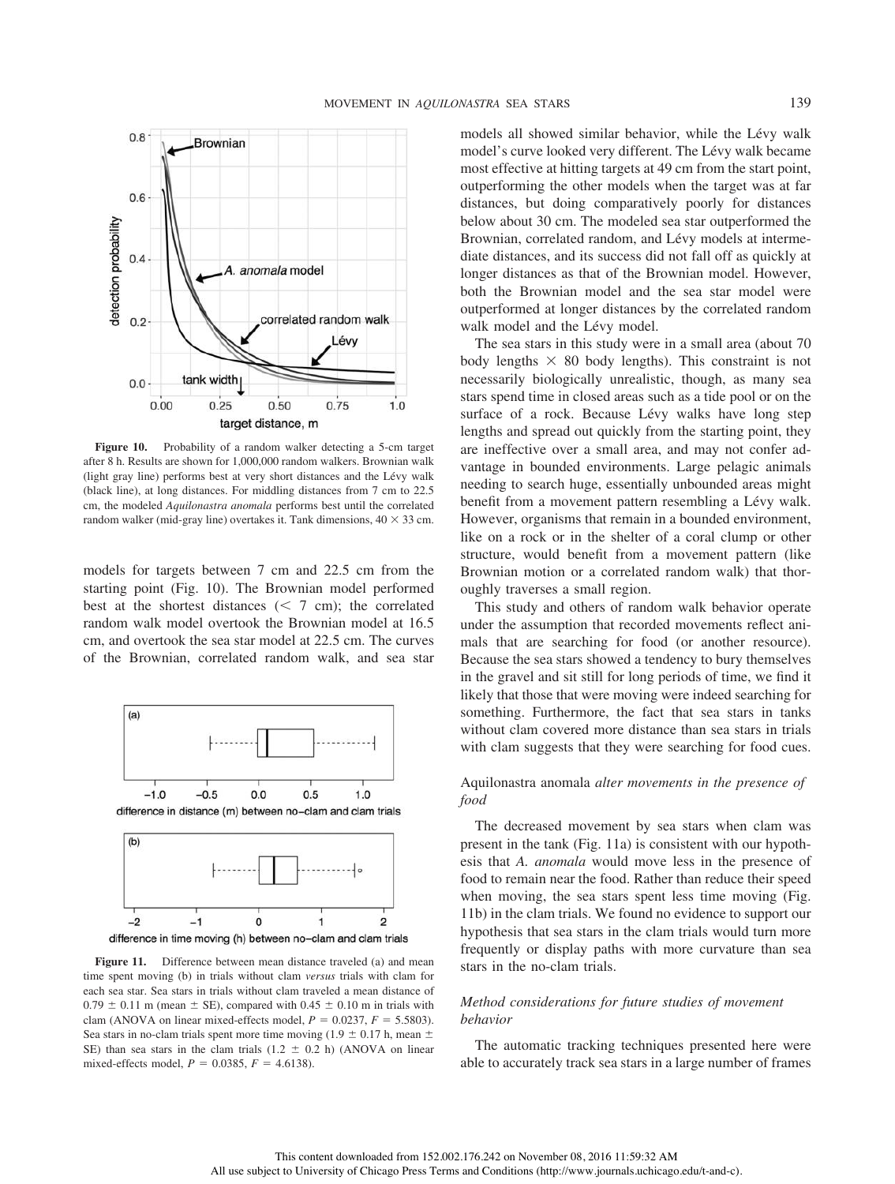Figure 10. Probability of a random walker detecting a 5-cm target after 8 h. Results are shown for 1,000,000 random walkers. Brownian walk (light gray line) performs best at very short distances and the Lévy walk (black line), at long distances. For middling distances from 7 cm to 22.5 cm, the modeled *Aquilonastra anomala* performs best until the correlated random walker (mid-gray line) overtakes it. Tank dimensions, 40 × 33 cm.

models for targets between 7 cm and 22.5 cm from the starting point (Fig. 10). The Brownian model performed best at the shortest distances (< 7 cm); the correlated random walk model overtook the Brownian model at 16.5 cm, and overtook the sea star model at 22.5 cm. The curves of the Brownian, correlated random walk, and sea star models all showed similar behavior, while the Lévy walk model's curve looked very different. The Lévy walk became most effective at hitting targets at 49 cm from the start point, outperforming the other models when the target was at far distances, but doing comparatively poorly for distances below about 30 cm. The modeled sea star outperformed the Brownian, correlated random, and Lévy models at intermediate distances, and its success did not fall off as quickly at longer distances as that of the Brownian model. However, both the Brownian model and the sea star model were outperformed at longer distances by the correlated random walk model and the Lévy model.

The sea stars in this study were in a small area (about 70 body lengths × 80 body lengths). This constraint is not necessarily biologically unrealistic, though, as many sea stars spend time in closed areas such as a tide pool or on the surface of a rock. Because Lévy walks have long step lengths and spread out quickly from the starting point, they are ineffective over a small area, and may not confer advantage in bounded environments. Large pelagic animals needing to search huge, essentially unbounded areas might benefit from a movement pattern resembling a Lévy walk. However, organisms that remain in a bounded environment, like on a rock or in the shelter of a coral clump or other structure, would benefit from a movement pattern (like Brownian motion or a correlated random walk) that thoroughly traverses a small region.

This study and others of random walk behavior operate under the assumption that recorded movements reflect animals that are searching for food (or another resource). Because the sea stars showed a tendency to bury themselves in the gravel and sit still for long periods of time, we find it likely that those that were moving were indeed searching for something. Furthermore, the fact that sea stars in tanks without clam covered more distance than sea stars in trials with clam suggests that they were searching for food cues.

Figure 11. Difference between mean distance traveled (a) and mean time spent moving (b) in trials without clam *versus* trials with clam for each sea star. Sea stars in trials without clam traveled a mean distance of 0.79 ± 0.11 m (mean ± SE), compared with 0.45 ± 0.10 m in trials with clam (ANOVA on linear mixed-effects model, $P = 0.0237$, $F = 5.5803$). Sea stars in no-clam trials spent more time moving (1.9 ± 0.17 h, mean ± SE) than sea stars in the clam trials (1.2 ± 0.2 h) (ANOVA on linear mixed-effects model, $P = 0.0385$, $F = 4.6138$).

### *Aquilonastra anomala* alter movements in the presence of food

The decreased movement by sea stars when clam was present in the tank (Fig. 11a) is consistent with our hypothesis that *A. anomala* would move less in the presence of food to remain near the food. Rather than reduce their speed when moving, the sea stars spent less time moving (Fig. 11b) in the clam trials. We found no evidence to support our hypothesis that sea stars in the clam trials would turn more frequently or display paths with more curvature than sea stars in the no-clam trials.

### *Method considerations for future studies of movement behavior*

The automatic tracking techniques presented here were able to accurately track sea stars in a large number of frames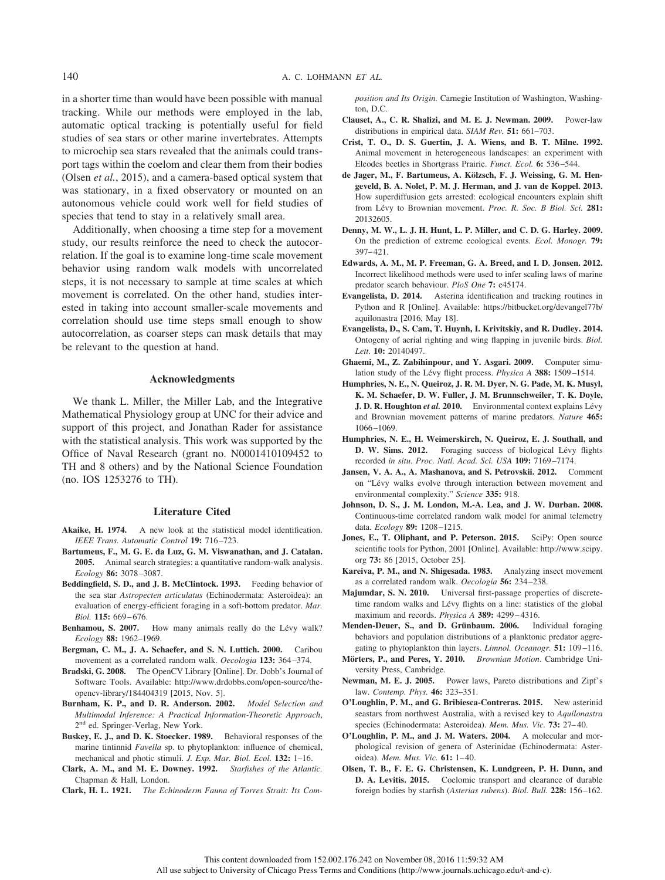in a shorter time than would have been possible with manual tracking. While our methods were employed in the lab, automatic optical tracking is potentially useful for field studies of sea stars or other marine invertebrates. Attempts to microchip sea stars revealed that the animals could transport tags within the coelom and clear them from their bodies (Olsen *et al.*, 2015), and a camera-based optical system that was stationary, in a fixed observatory or mounted on an autonomous vehicle could work well for field studies of species that tend to stay in a relatively small area.

Additionally, when choosing a time step for a movement study, our results reinforce the need to check the autocorrelation. If the goal is to examine long-time scale movement behavior using random walk models with uncorrelated steps, it is not necessary to sample at time scales at which movement is correlated. On the other hand, studies interested in taking into account smaller-scale movements and correlation should use time steps small enough to show autocorrelation, as coarser steps can mask details that may be relevant to the question at hand.

## Acknowledgments

We thank L. Miller, the Miller Lab, and the Integrative Mathematical Physiology group at UNC for their advice and support of this project, and Jonathan Rader for assistance with the statistical analysis. This work was supported by the Office of Naval Research (grant no. N0001410109452 to TH and 8 others) and by the National Science Foundation (no. IOS 1253276 to TH).

## Literature Cited

**Akaike, H. 1974.** A new look at the statistical model identification. *IEEE Trans. Automatic Control* **19:** 716–723.

**Bartumeus, F., M. G. E. da Luz, G. M. Viswanathan, and J. Catalan. 2005.** Animal search strategies: a quantitative random-walk analysis. *Ecology* **86:** 3078–3087.

**Beddingfield, S. D., and J. B. McClintock. 1993.** Feeding behavior of the sea star *Astropecten articulatus* (Echinodermata: Asteroidea): an evaluation of energy-efficient foraging in a soft-bottom predator. *Mar. Biol.* **115:** 669–676.

**Benhamou, S. 2007.** How many animals really do the Lévy walk? *Ecology* **88:** 1962–1969.

**Bergman, C. M., J. A. Schaefer, and S. N. Luttich. 2000.** Caribou movement as a correlated random walk. *Oecologia* **123:** 364–374.

**Bradski, G. 2008.** The OpenCV Library [Online]. Dr. Dobb's Journal of Software Tools. Available: http://www.drdobbs.com/open-source/the-opencv-library/184404319 [2015, Nov. 5].

**Burnham, K. P., and D. R. Anderson. 2002.** *Model Selection and Multimodal Inference: A Practical Information-Theoretic Approach*, 2nd ed. Springer-Verlag, New York.

**Buskey, E. J., and D. K. Stoecker. 1989.** Behavioral responses of the marine tintinnid *Favella* sp. to phytoplankton: influence of chemical, mechanical and photic stimuli. *J. Exp. Mar. Biol. Ecol.* **132:** 1–16.

**Clark, A. M., and M. E. Downey. 1992.** *Starfishes of the Atlantic.* Chapman & Hall, London.

**Clark, H. L. 1921.** *The Echinoderm Fauna of Torres Strait: Its Composition and Its Origin.* Carnegie Institution of Washington, Washington, D.C.

**Clauset, A., C. R. Shalizi, and M. E. J. Newman. 2009.** Power-law distributions in empirical data. *SIAM Rev.* **51:** 661–703.

**Crist, T. O., D. S. Guertin, J. A. Wiens, and B. T. Milne. 1992.** Animal movement in heterogeneous landscapes: an experiment with Eleodes beetles in Shortgrass Prairie. *Funct. Ecol.* **6:** 536–544.

**de Jager, M., F. Bartumeus, A. Kölzsch, F. J. Weissing, G. M. Hengeveld, B. A. Nolet, P. M. J. Herman, and J. van de Koppel. 2013.** How superdiffusion gets arrested: ecological encounters explain shift from Lévy to Brownian movement. *Proc. R. Soc. B Biol. Sci.* **281:** 20132605.

**Denny, M. W., L. J. H. Hunt, L. P. Miller, and C. D. G. Harley. 2009.** On the prediction of extreme ecological events. *Ecol. Monogr.* **79:** 397–421.

**Edwards, A. M., M. P. Freeman, G. A. Breed, and I. D. Jonsen. 2012.** Incorrect likelihood methods were used to infer scaling laws of marine predator search behaviour. *PloS One* **7:** e45174.

**Evangelista, D. 2014.** Asterina identification and tracking routines in Python and R [Online]. Available: https://bitbucket.org/devangel77b/aquilonastra [2016, May 18].

**Evangelista, D., S. Cam, T. Huynh, I. Krivitskiy, and R. Dudley. 2014.** Ontogeny of aerial righting and wing flapping in juvenile birds. *Biol. Lett.* **10:** 20140497.

**Ghaemi, M., Z. Zabihinpour, and Y. Asgari. 2009.** Computer simulation study of the Lévy flight process. *Physica A* **388:** 1509–1514.

**Humphries, N. E., N. Queiroz, J. R. M. Dyer, N. G. Pade, M. K. Musyl, K. M. Schaefer, D. W. Fuller, J. M. Brunnschweiler, T. K. Doyle, J. D. R. Houghton *et al.* 2010.** Environmental context explains Lévy and Brownian movement patterns of marine predators. *Nature* **465:** 1066–1069.

**Humphries, N. E., H. Weimerskirch, N. Queiroz, E. J. Southall, and D. W. Sims. 2012.** Foraging success of biological Lévy flights recorded *in situ*. *Proc. Natl. Acad. Sci. USA* **109:** 7169–7174.

**Jansen, V. A. A., A. Mashanova, and S. Petrovskii. 2012.** Comment on "Lévy walks evolve through interaction between movement and environmental complexity." *Science* **335:** 918.

**Johnson, D. S., J. M. London, M.-A. Lea, and J. W. Durban. 2008.** Continuous-time correlated random walk model for animal telemetry data. *Ecology* **89:** 1208–1215.

**Jones, E., T. Oliphant, and P. Peterson. 2015.** SciPy: Open source scientific tools for Python, 2001 [Online]. Available: http://www.scipy.org **73:** 86 [2015, October 25].

**Kareiva, P. M., and N. Shigesada. 1983.** Analyzing insect movement as a correlated random walk. *Oecologia* **56:** 234–238.

**Majumdar, S. N. 2010.** Universal first-passage properties of discrete-time random walks and Lévy flights on a line: statistics of the global maximum and records. *Physica A* **389:** 4299–4316.

**Menden-Deuer, S., and D. Grünbaum. 2006.** Individual foraging behaviors and population distributions of a planktonic predator aggregating to phytoplankton thin layers. *Limnol. Oceanogr.* **51:** 109–116.

**Mörters, P., and Peres, Y. 2010.** *Brownian Motion*. Cambridge University Press, Cambridge.

**Newman, M. E. J. 2005.** Power laws, Pareto distributions and Zipf's law. *Contemp. Phys.* **46:** 323–351.

**O'Loughlin, P. M., and G. Bribiesca-Contreras. 2015.** New asterinid seastars from northwest Australia, with a revised key to *Aquilonastra* species (Echinodermata: Asteroidea). *Mem. Mus. Vic.* **73:** 27–40.

**O'Loughlin, P. M., and J. M. Waters. 2004.** A molecular and morphological revision of genera of Asterinidae (Echinodermata: Asteroidea). *Mem. Mus. Vic.* **61:** 1–40.

**Olsen, T. B., F. E. G. Christensen, K. Lundgreen, P. H. Dunn, and D. A. Levitis. 2015.** Coelomic transport and clearance of durable foreign bodies by starfish (*Asterias rubens*). *Biol. Bull.* **228:** 156–162.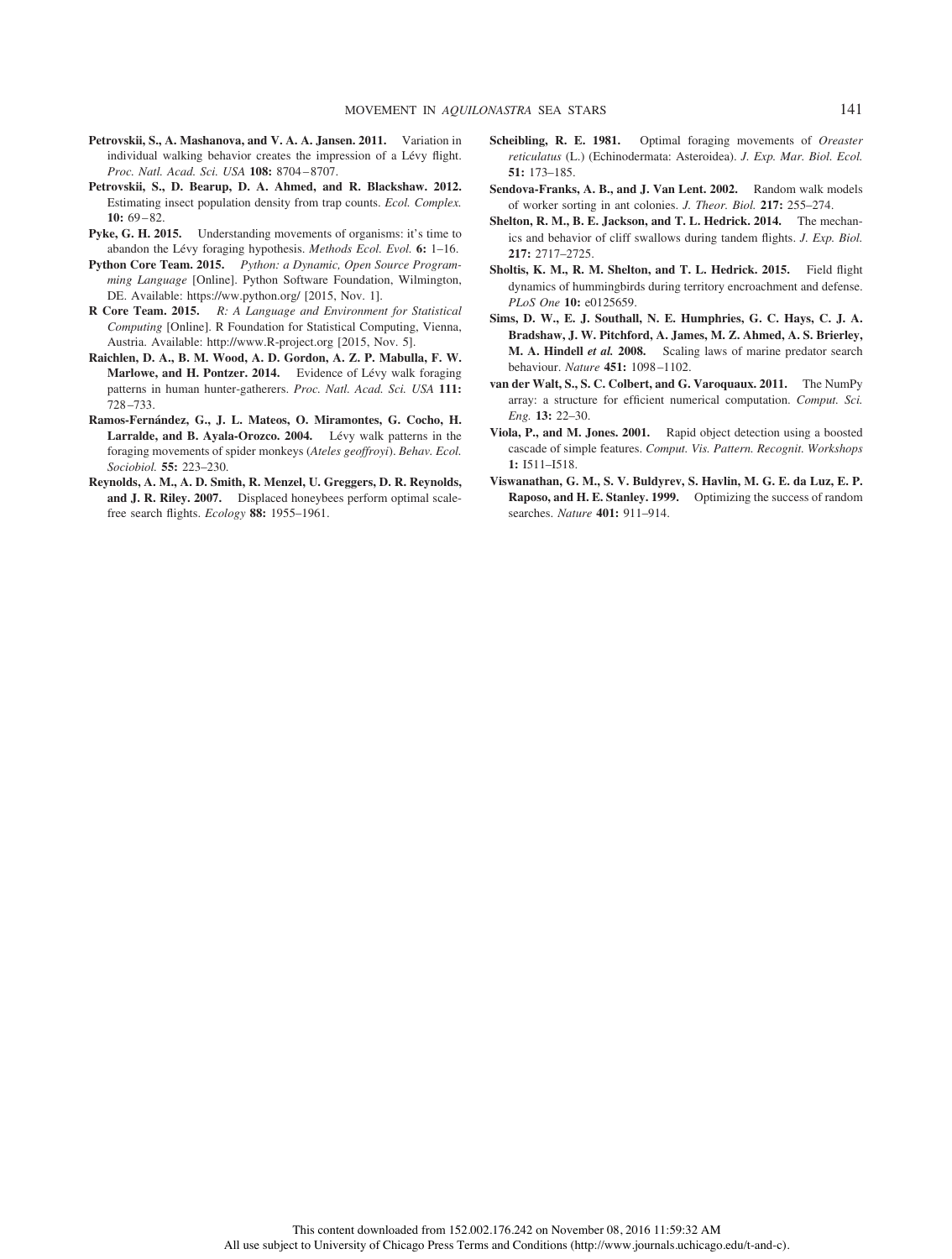**Petrovskii, S., A. Mashanova, and V. A. A. Jansen. 2011.** Variation in individual walking behavior creates the impression of a Lévy flight. *Proc. Natl. Acad. Sci. USA* **108:** 8704–8707.

**Petrovskii, S., D. Bearup, D. A. Ahmed, and R. Blackshaw. 2012.** Estimating insect population density from trap counts. *Ecol. Complex.* **10:** 69–82.

**Pyke, G. H. 2015.** Understanding movements of organisms: it's time to abandon the Lévy foraging hypothesis. *Methods Ecol. Evol.* **6:** 1–16.

**Python Core Team. 2015.** *Python: a Dynamic, Open Source Programming Language* [Online]. Python Software Foundation, Wilmington, DE. Available: https://ww.python.org/ [2015, Nov. 1].

**R Core Team. 2015.** *R: A Language and Environment for Statistical Computing* [Online]. R Foundation for Statistical Computing, Vienna, Austria. Available: http://www.R-project.org [2015, Nov. 5].

**Raichlen, D. A., B. M. Wood, A. D. Gordon, A. Z. P. Mabulla, F. W. Marlowe, and H. Pontzer. 2014.** Evidence of Lévy walk foraging patterns in human hunter-gatherers. *Proc. Natl. Acad. Sci. USA* **111:** 728–733.

**Ramos-Fernández, G., J. L. Mateos, O. Miramontes, G. Cocho, H. Larralde, and B. Ayala-Orozco. 2004.** Lévy walk patterns in the foraging movements of spider monkeys (*Ateles geoffroyi*). *Behav. Ecol. Sociobiol.* **55:** 223–230.

**Reynolds, A. M., A. D. Smith, R. Menzel, U. Greggers, D. R. Reynolds, and J. R. Riley. 2007.** Displaced honeybees perform optimal scale-free search flights. *Ecology* **88:** 1955–1961.

**Scheibling, R. E. 1981.** Optimal foraging movements of *Oreaster reticulatus* (L.) (Echinodermata: Asteroidea). *J. Exp. Mar. Biol. Ecol.* **51:** 173–185.

**Sendova-Franks, A. B., and J. Van Lent. 2002.** Random walk models of worker sorting in ant colonies. *J. Theor. Biol.* **217:** 255–274.

**Shelton, R. M., B. E. Jackson, and T. L. Hedrick. 2014.** The mechanics and behavior of cliff swallows during tandem flights. *J. Exp. Biol.* **217:** 2717–2725.

**Sholtis, K. M., R. M. Shelton, and T. L. Hedrick. 2015.** Field flight dynamics of hummingbirds during territory encroachment and defense. *PLoS One* **10:** e0125659.

**Sims, D. W., E. J. Southall, N. E. Humphries, G. C. Hays, C. J. A. Bradshaw, J. W. Pitchford, A. James, M. Z. Ahmed, A. S. Brierley, M. A. Hindell *et al.* 2008.** Scaling laws of marine predator search behaviour. *Nature* **451:** 1098–1102.

**van der Walt, S., S. C. Colbert, and G. Varoquaux. 2011.** The NumPy array: a structure for efficient numerical computation. *Comput. Sci. Eng.* **13:** 22–30.

**Viola, P., and M. Jones. 2001.** Rapid object detection using a boosted cascade of simple features. *Comput. Vis. Pattern. Recognit. Workshops* **1:** I511–I518.

**Viswanathan, G. M., S. V. Buldyrev, S. Havlin, M. G. E. da Luz, E. P. Raposo, and H. E. Stanley. 1999.** Optimizing the success of random searches. *Nature* **401:** 911–914.